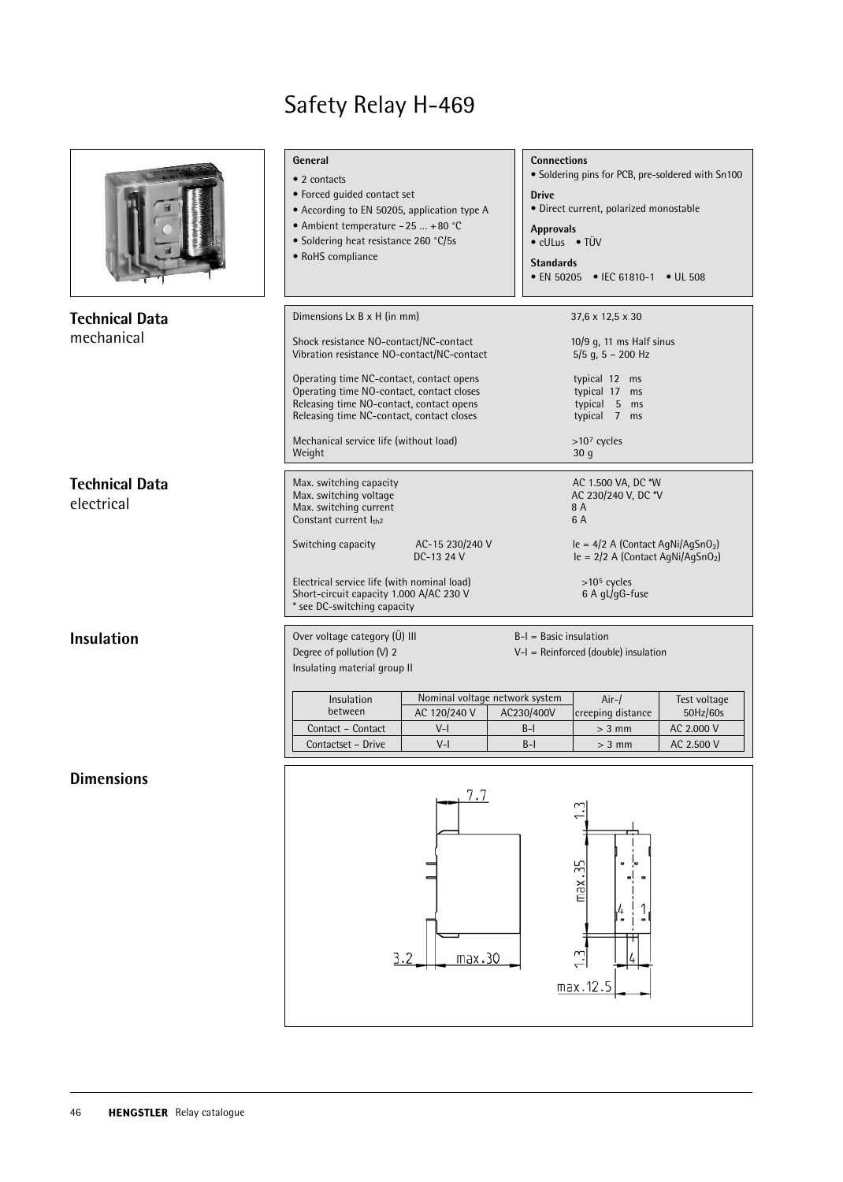# Safety Relay H-469

**General**
- 2 contacts
- Forced guided contact set
- According to EN 50205, application type A
- Ambient temperature –25 ... +80 °C
- Soldering heat resistance 260 °C/5s
- RoHS compliance

**Connections**
- Soldering pins for PCB, pre-soldered with Sn100

**Drive**
- Direct current, polarized monostable

**Approvals**
- cULus • TÜV

**Standards**
- EN 50205 • IEC 61810-1 • UL 508

## Technical Data mechanical

| | |
|---|---|
| Dimensions L x B x H (in mm) | 37,6 x 12,5 x 30 |
| Shock resistance NO-contact/NC-contact | 10/9 g, 11 ms Half sinus |
| Vibration resistance NO-contact/NC-contact | 5/5 g, 5 – 200 Hz |
| Operating time NC-contact, contact opens | typical 12 ms |
| Operating time NO-contact, contact closes | typical 17 ms |
| Releasing time NO-contact, contact opens | typical 5 ms |
| Releasing time NC-contact, contact closes | typical 7 ms |
| Mechanical service life (without load) | $>10^7$ cycles |
| Weight | 30 g |

## Technical Data electrical

| | | |
|---|---|---|
| Max. switching capacity | | AC 1.500 VA, DC *W |
| Max. switching voltage | | AC 230/240 V, DC *V |
| Max. switching current | | 8 A |
| Constant current $I_{th2}$ | | 6 A |
| Switching capacity | AC-15 230/240 V | Ie = 4/2 A (Contact AgNi/$AgSnO_2$) |
| | DC-13 24 V | Ie = 2/2 A (Contact AgNi/$AgSnO_2$) |
| Electrical service life (with nominal load) | | $>10^5$ cycles |
| Short-circuit capacity 1.000 A/AC 230 V | | 6 A gL/gG-fuse |

\* see DC-switching capacity

## Insulation

Over voltage category (Ü) III
Degree of pollution (V) 2
Insulating material group II

B-I = Basic insulation
V-I = Reinforced (double) insulation

| Insulation between | Nominal voltage network system | | Air-/ creeping distance | Test voltage 50Hz/60s |
|---|---|---|---|---|
| | AC 120/240 V | AC230/400V | | |
| Contact – Contact | V-I | B-I | > 3 mm | AC 2.000 V |
| Contactset – Drive | V-I | B-I | > 3 mm | AC 2.500 V |

## Dimensions

7.7
3.2
max.30
1.3
max.35
1.3
4
1
4
max.12.5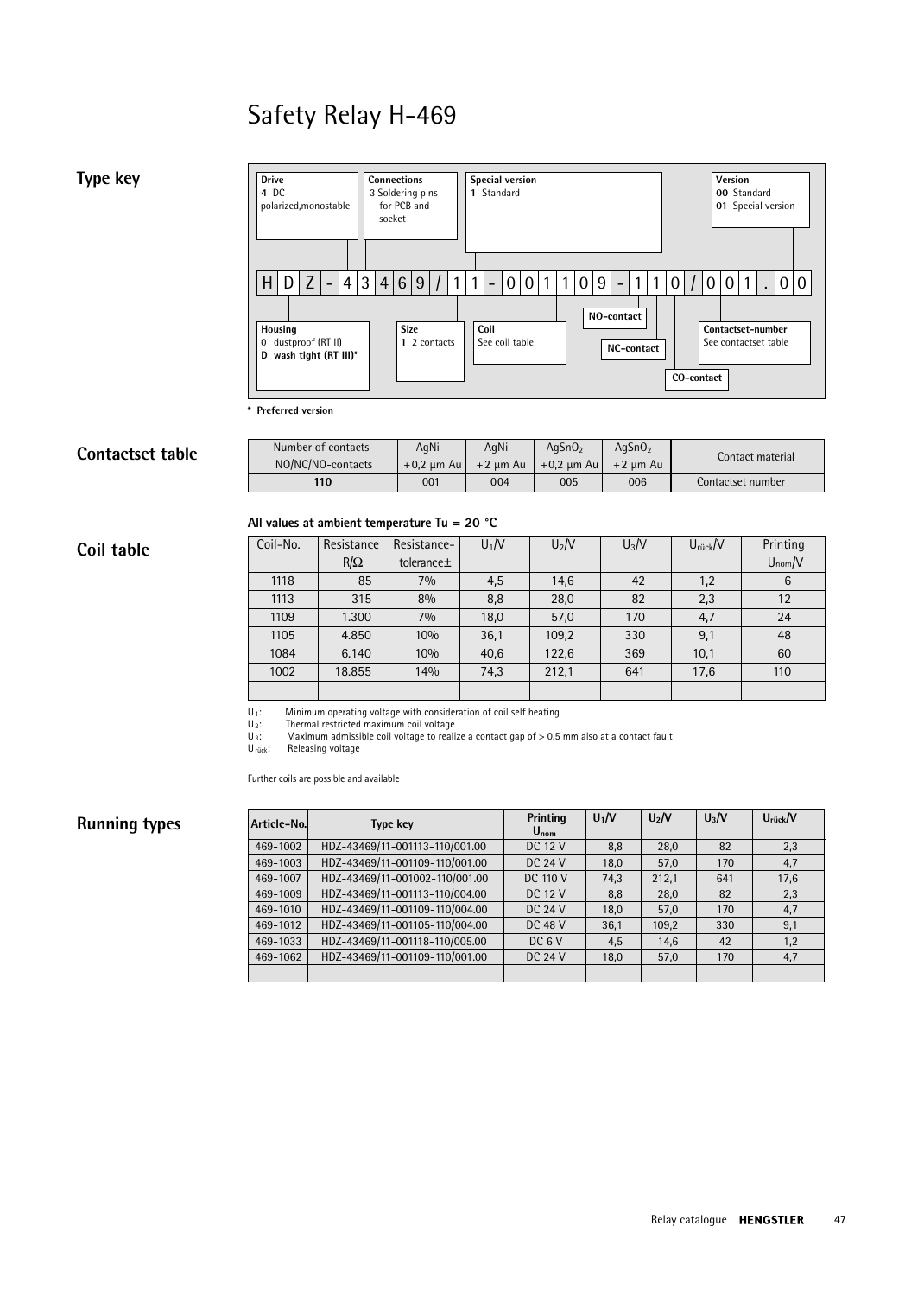# Safety Relay H-469

## Type key

H D Z - 4 3 4 6 9 / 1 1 - 0 0 1 1 0 9 - 1 1 0 / 0 0 1 . 0 0

- **Drive**: **4** DC polarized,monostable
- **Connections**: 3 Soldering pins for PCB and socket
- **Special version**: **1** Standard
- **Version**: **00** Standard; **01** Special version
- **Housing**: 0 dustproof (RT II); **D wash tight (RT III)***
- **Size**: **1** 2 contacts
- **Coil**: See coil table
- **NO-contact**
- **NC-contact**
- **CO-contact**
- **Contactset-number**: See contactset table

**\* Preferred version**

## Contactset table

| Number of contacts NO/NC/NO-contacts | AgNi +0,2 µm Au | AgNi +2 µm Au | $AgSnO_2$ +0,2 µm Au | $AgSnO_2$ +2 µm Au | Contact material |
|---|---|---|---|---|---|
| **110** | 001 | 004 | 005 | 006 | Contactset number |

## Coil table

**All values at ambient temperature Tu = 20 °C**

| Coil-No. | Resistance R/Ω | Resistance-tolerance± | $U_1$/V | $U_2$/V | $U_3$/V | $U_{rück}$/V | Printing $U_{nom}$/V |
|---|---|---|---|---|---|---|---|
| 1118 | 85 | 7% | 4,5 | 14,6 | 42 | 1,2 | 6 |
| 1113 | 315 | 8% | 8,8 | 28,0 | 82 | 2,3 | 12 |
| 1109 | 1.300 | 7% | 18,0 | 57,0 | 170 | 4,7 | 24 |
| 1105 | 4.850 | 10% | 36,1 | 109,2 | 330 | 9,1 | 48 |
| 1084 | 6.140 | 10% | 40,6 | 122,6 | 369 | 10,1 | 60 |
| 1002 | 18.855 | 14% | 74,3 | 212,1 | 641 | 17,6 | 110 |
| | | | | | | | |

$U_1$: Minimum operating voltage with consideration of coil self heating
$U_2$: Thermal restricted maximum coil voltage
$U_3$: Maximum admissible coil voltage to realize a contact gap of > 0.5 mm also at a contact fault
$U_{rück}$: Releasing voltage

Further coils are possible and available

## Running types

| Article-No. | Type key | Printing $U_{nom}$ | $U_1$/V | $U_2$/V | $U_3$/V | $U_{rück}$/V |
|---|---|---|---|---|---|---|
| 469-1002 | HDZ-43469/11-001113-110/001.00 | DC 12 V | 8,8 | 28,0 | 82 | 2,3 |
| 469-1003 | HDZ-43469/11-001109-110/001.00 | DC 24 V | 18,0 | 57,0 | 170 | 4,7 |
| 469-1007 | HDZ-43469/11-001002-110/001.00 | DC 110 V | 74,3 | 212,1 | 641 | 17,6 |
| 469-1009 | HDZ-43469/11-001113-110/004.00 | DC 12 V | 8,8 | 28,0 | 82 | 2,3 |
| 469-1010 | HDZ-43469/11-001109-110/004.00 | DC 24 V | 18,0 | 57,0 | 170 | 4,7 |
| 469-1012 | HDZ-43469/11-001105-110/004.00 | DC 48 V | 36,1 | 109,2 | 330 | 9,1 |
| 469-1033 | HDZ-43469/11-001118-110/005.00 | DC 6 V | 4,5 | 14,6 | 42 | 1,2 |
| 469-1062 | HDZ-43469/11-001109-110/001.00 | DC 24 V | 18,0 | 57,0 | 170 | 4,7 |
| | | | | | | |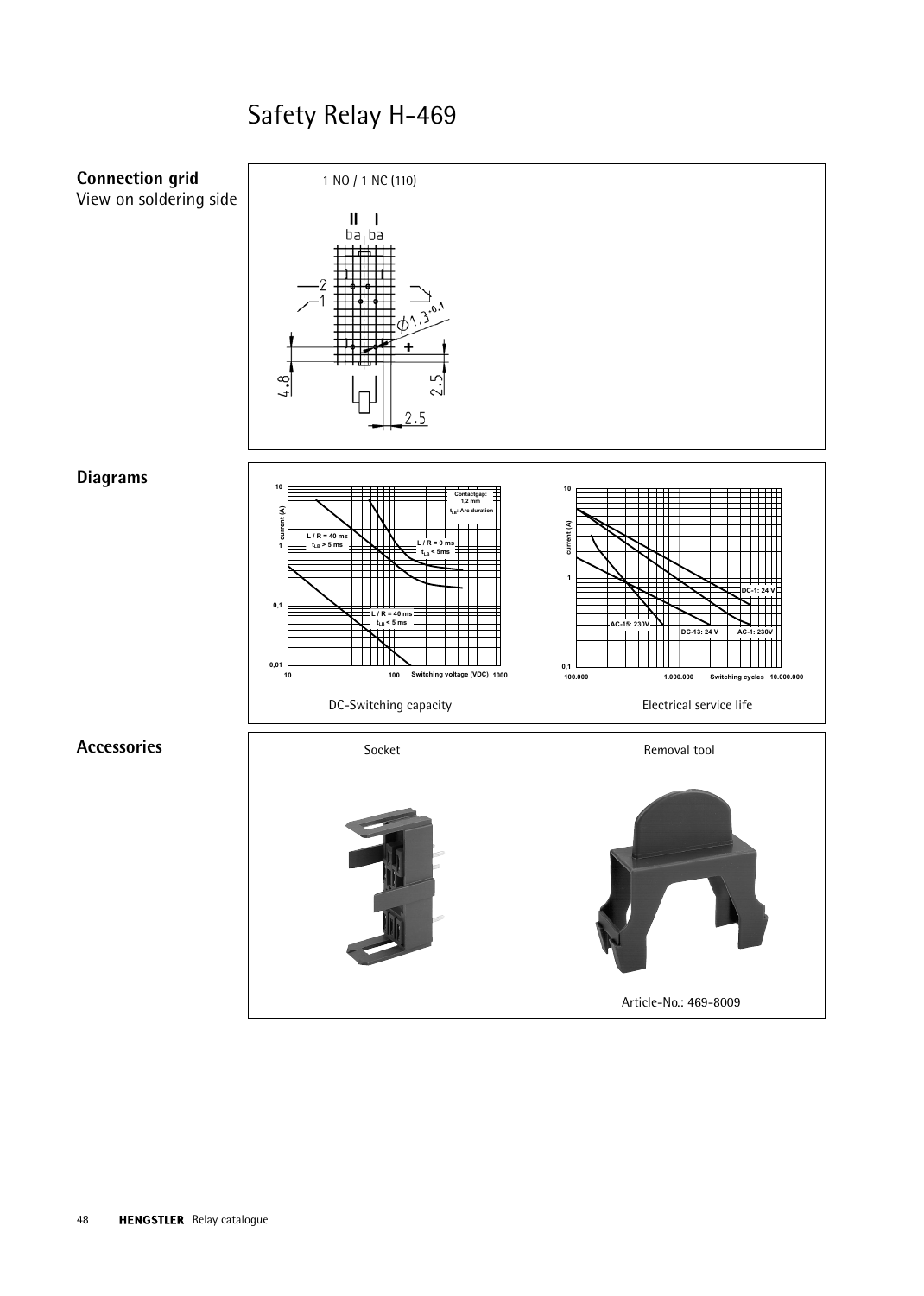# Safety Relay H-469

## Connection grid

View on soldering side

1 NO / 1 NC (110)

## Diagrams

DC-Switching capacity

Electrical service life

## Accessories

Socket

Removal tool

Article-No.: 469-8009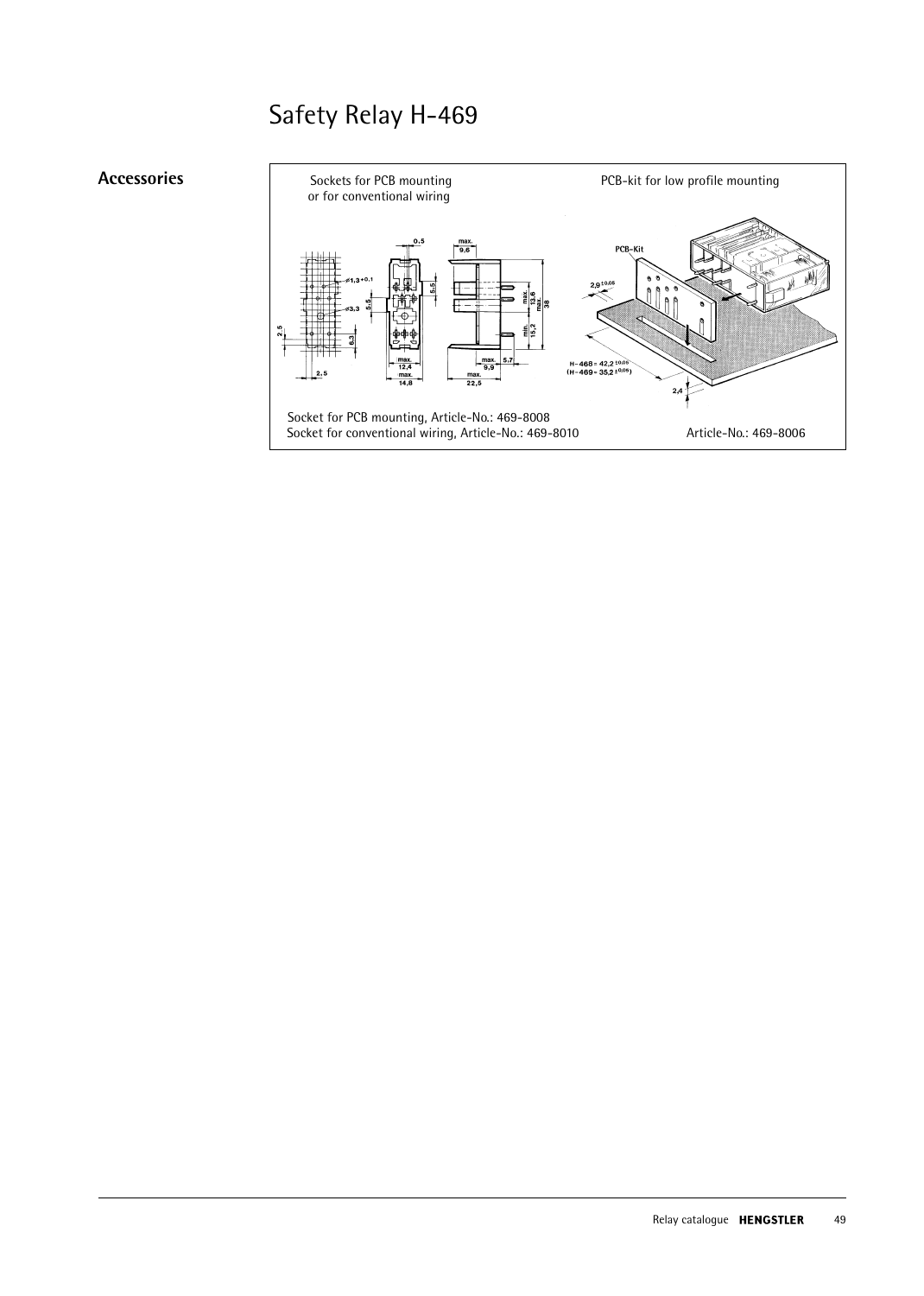# Safety Relay H-469

## Accessories

Sockets for PCB mounting
or for conventional wiring

PCB-kit for low profile mounting

0,5
max.
9,6
$\varnothing 1,3^{+0,1}$
$\varnothing 3,3$
5,5
5,5
max.
13,6
max.
38
2,5
6,3
min.
15,2
max.
12,4
max.
14,8
max.
9,9
5,7
max.
22,5
2,5

PCB-Kit
$2,9^{\pm 0,05}$
H-468 = $42,2^{\pm 0,05}$
(H-469 = $35,2^{\pm 0,05}$)
2,4

Socket for PCB mounting, Article-No.: 469-8008
Socket for conventional wiring, Article-No.: 469-8010

Article-No.: 469-8006